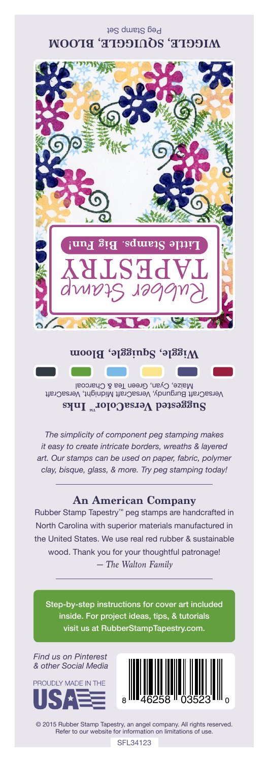Peg Stamp Set

# WIGGLE, SQUIGGLE, BLOOM

Rubber Stamp

TAPESTRY

Little Stamps. Big Fun!

## Wiggle, Squiggle, Bloom

### Suggested VersaColor™ Inks

VersaCraft Burgundy, VersaCraft Midnight, VersaCraft Maize, Cyan, Green Tea & Charcoal

*The simplicity of component peg stamping makes it easy to create intricate borders, wreaths & layered art. Our stamps can be used on paper, fabric, polymer clay, bisque, glass, & more. Try peg stamping today!*

---

## An American Company

Rubber Stamp Tapestry™ peg stamps are handcrafted in North Carolina with superior materials manufactured in the United States. We use real red rubber & sustainable wood. Thank you for your thoughtful patronage!
*— The Walton Family*

---

Step-by-step instructions for cover art included inside. For project ideas, tips, & tutorials visit us at RubberStampTapestry.com.

*Find us on Pinterest & other Social Media*

PROUDLY MADE IN THE USA

8 46258 03523 0

© 2015 Rubber Stamp Tapestry, an angel company. All rights reserved. Refer to our website for information on limitations of use.

SFL34123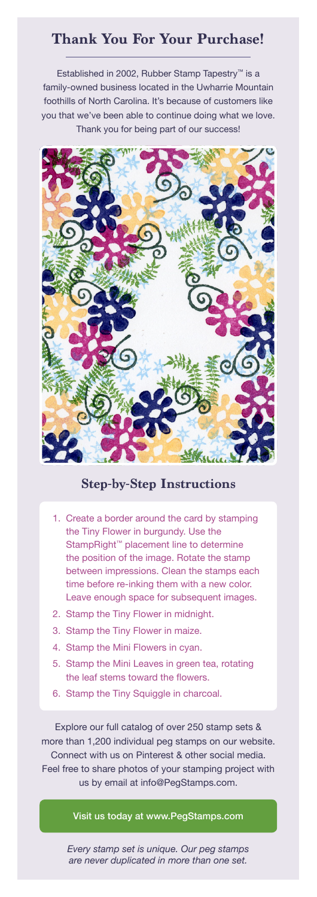## Thank You For Your Purchase!

Established in 2002, Rubber Stamp Tapestry™ is a family-owned business located in the Uwharrie Mountain foothills of North Carolina. It's because of customers like you that we've been able to continue doing what we love. Thank you for being part of our success!

### Step-by-Step Instructions

1. Create a border around the card by stamping the Tiny Flower in burgundy. Use the StampRight™ placement line to determine the position of the image. Rotate the stamp between impressions. Clean the stamps each time before re-inking them with a new color. Leave enough space for subsequent images.
2. Stamp the Tiny Flower in midnight.
3. Stamp the Tiny Flower in maize.
4. Stamp the Mini Flowers in cyan.
5. Stamp the Mini Leaves in green tea, rotating the leaf stems toward the flowers.
6. Stamp the Tiny Squiggle in charcoal.

Explore our full catalog of over 250 stamp sets & more than 1,200 individual peg stamps on our website. Connect with us on Pinterest & other social media. Feel free to share photos of your stamping project with us by email at info@PegStamps.com.

**Visit us today at www.PegStamps.com**

*Every stamp set is unique. Our peg stamps are never duplicated in more than one set.*